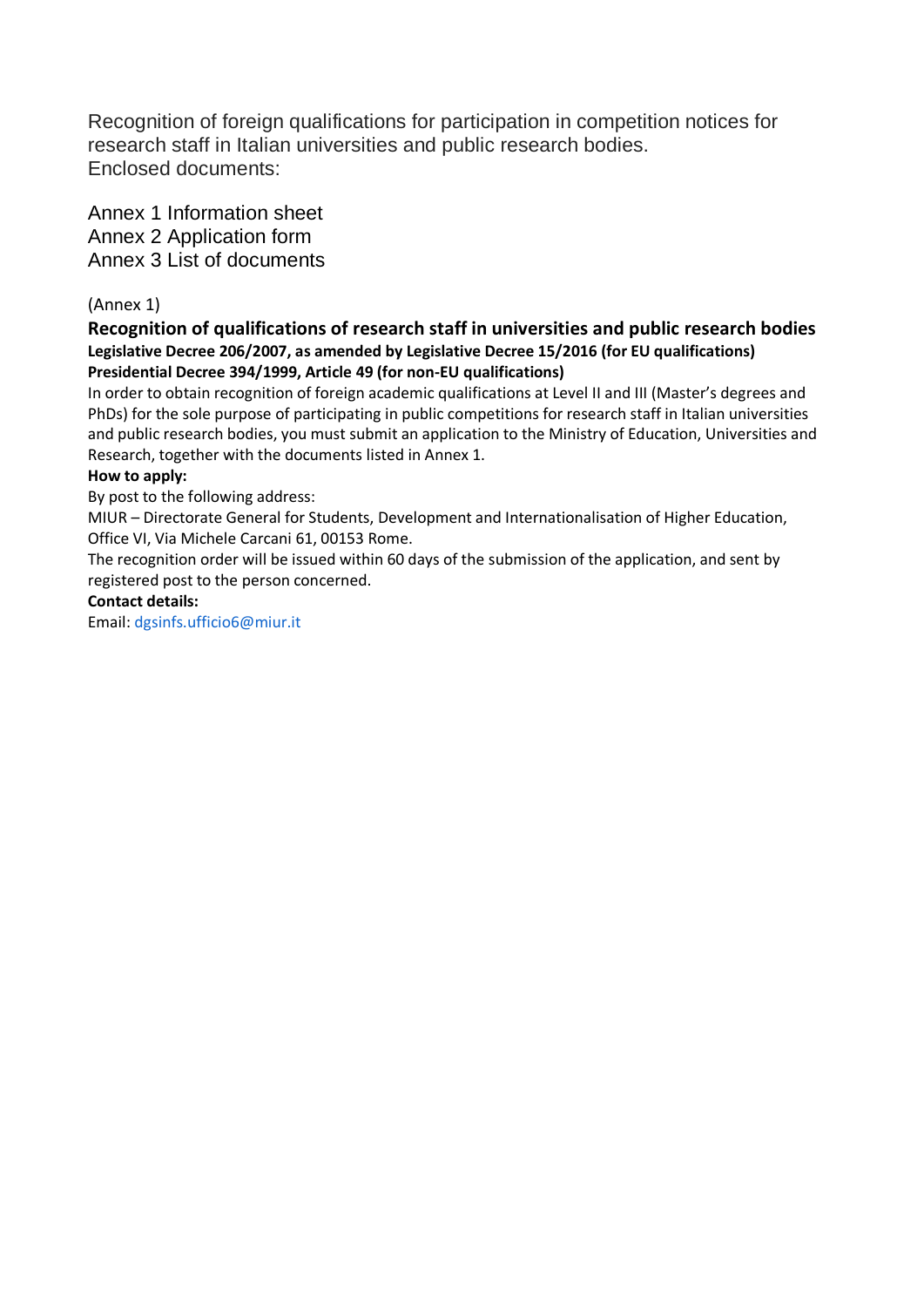Recognition of foreign qualifications for participation in competition notices for research staff in Italian universities and public research bodies.
Enclosed documents:

Annex 1 Information sheet
Annex 2 Application form
Annex 3 List of documents

(Annex 1)

## Recognition of qualifications of research staff in universities and public research bodies

**Legislative Decree 206/2007, as amended by Legislative Decree 15/2016 (for EU qualifications)**
**Presidential Decree 394/1999, Article 49 (for non-EU qualifications)**

In order to obtain recognition of foreign academic qualifications at Level II and III (Master's degrees and PhDs) for the sole purpose of participating in public competitions for research staff in Italian universities and public research bodies, you must submit an application to the Ministry of Education, Universities and Research, together with the documents listed in Annex 1.

**How to apply:**

By post to the following address:

MIUR – Directorate General for Students, Development and Internationalisation of Higher Education, Office VI, Via Michele Carcani 61, 00153 Rome.

The recognition order will be issued within 60 days of the submission of the application, and sent by registered post to the person concerned.

**Contact details:**

Email: dgsinfs.ufficio6@miur.it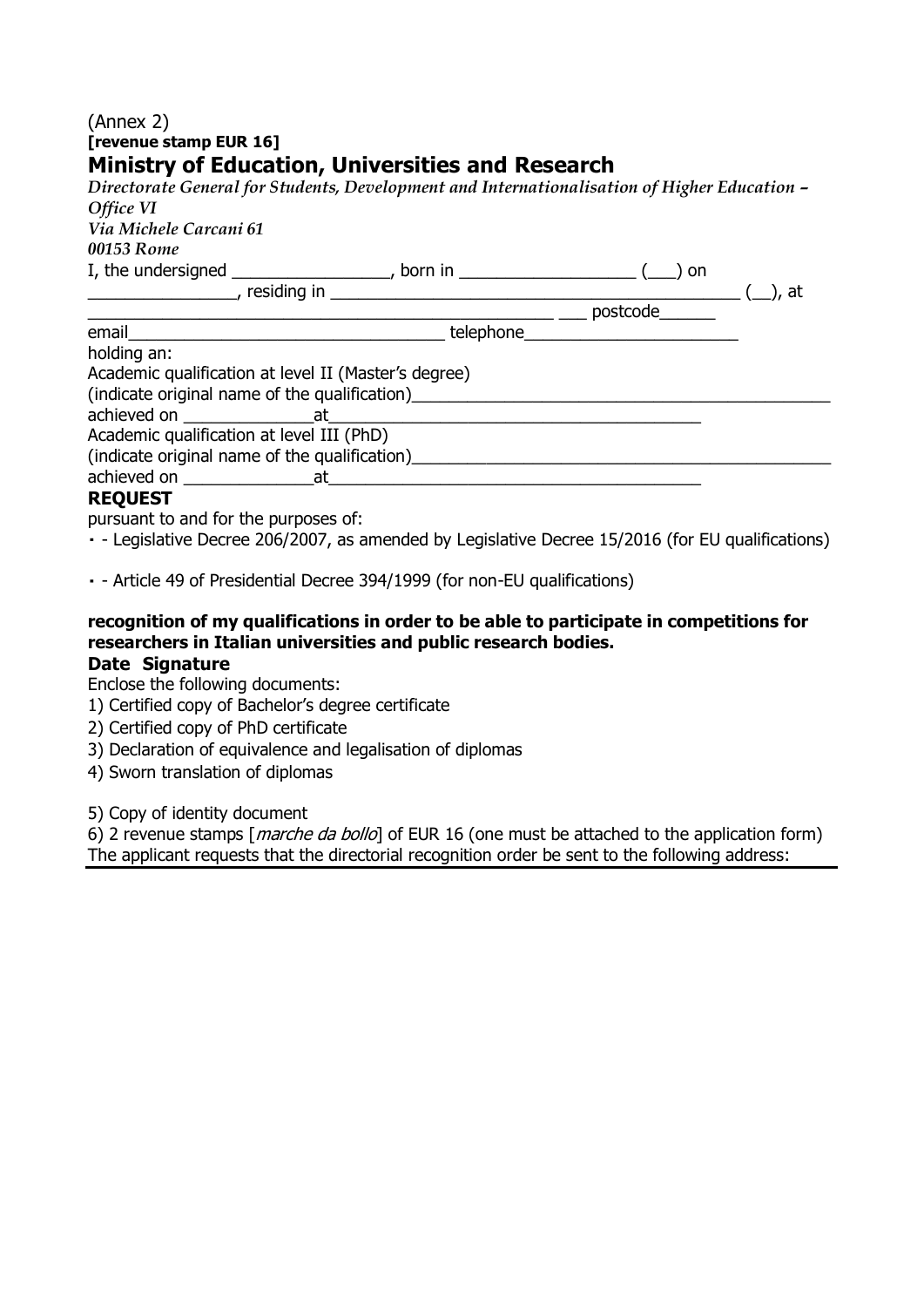(Annex 2)

**[revenue stamp EUR 16]**

## Ministry of Education, Universities and Research

*Directorate General for Students, Development and Internationalisation of Higher Education – Office VI*
*Via Michele Carcani 61*
*00153 Rome*

I, the undersigned _________________, born in ___________________ (___) on ________________, residing in _____________________________________________ (__), at ___________________________________________________ ___ postcode______
email___________________________________ telephone_______________________

holding an:

Academic qualification at level II (Master's degree)
(indicate original name of the qualification)_______________________________________________
achieved on ______________at_________________________________________

Academic qualification at level III (PhD)
(indicate original name of the qualification)_______________________________________________
achieved on ______________at_________________________________________

**REQUEST**

pursuant to and for the purposes of:

- - Legislative Decree 206/2007, as amended by Legislative Decree 15/2016 (for EU qualifications)
- - Article 49 of Presidential Decree 394/1999 (for non-EU qualifications)

**recognition of my qualifications in order to be able to participate in competitions for researchers in Italian universities and public research bodies.**

**Date Signature**

Enclose the following documents:

1) Certified copy of Bachelor's degree certificate
2) Certified copy of PhD certificate
3) Declaration of equivalence and legalisation of diplomas
4) Sworn translation of diplomas
5) Copy of identity document
6) 2 revenue stamps [*marche da bollo*] of EUR 16 (one must be attached to the application form)

The applicant requests that the directorial recognition order be sent to the following address: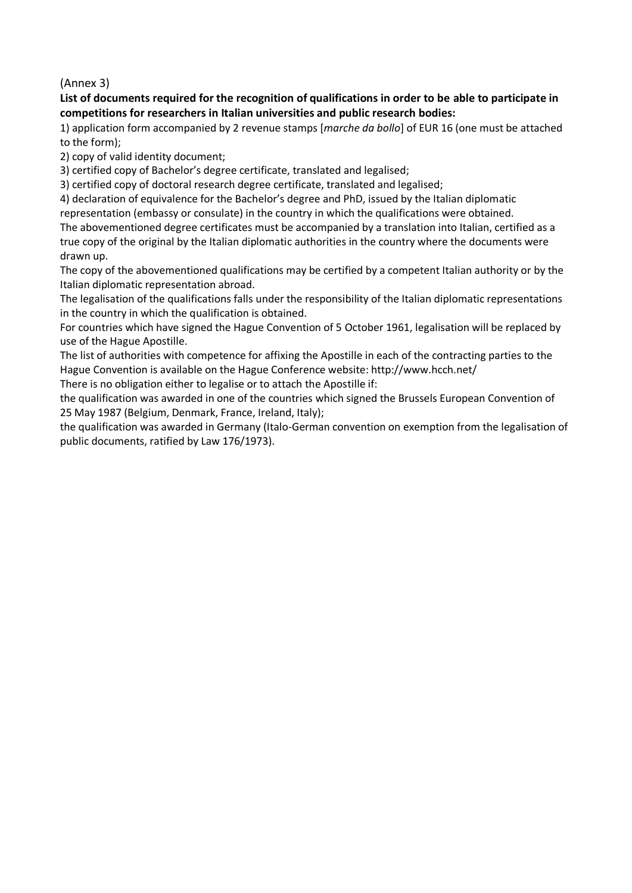(Annex 3)

**List of documents required for the recognition of qualifications in order to be able to participate in competitions for researchers in Italian universities and public research bodies:**

1) application form accompanied by 2 revenue stamps [*marche da bollo*] of EUR 16 (one must be attached to the form);

2) copy of valid identity document;

3) certified copy of Bachelor's degree certificate, translated and legalised;

3) certified copy of doctoral research degree certificate, translated and legalised;

4) declaration of equivalence for the Bachelor's degree and PhD, issued by the Italian diplomatic representation (embassy or consulate) in the country in which the qualifications were obtained.

The abovementioned degree certificates must be accompanied by a translation into Italian, certified as a true copy of the original by the Italian diplomatic authorities in the country where the documents were drawn up.

The copy of the abovementioned qualifications may be certified by a competent Italian authority or by the Italian diplomatic representation abroad.

The legalisation of the qualifications falls under the responsibility of the Italian diplomatic representations in the country in which the qualification is obtained.

For countries which have signed the Hague Convention of 5 October 1961, legalisation will be replaced by use of the Hague Apostille.

The list of authorities with competence for affixing the Apostille in each of the contracting parties to the Hague Convention is available on the Hague Conference website: http://www.hcch.net/

There is no obligation either to legalise or to attach the Apostille if:

the qualification was awarded in one of the countries which signed the Brussels European Convention of 25 May 1987 (Belgium, Denmark, France, Ireland, Italy);

the qualification was awarded in Germany (Italo-German convention on exemption from the legalisation of public documents, ratified by Law 176/1973).